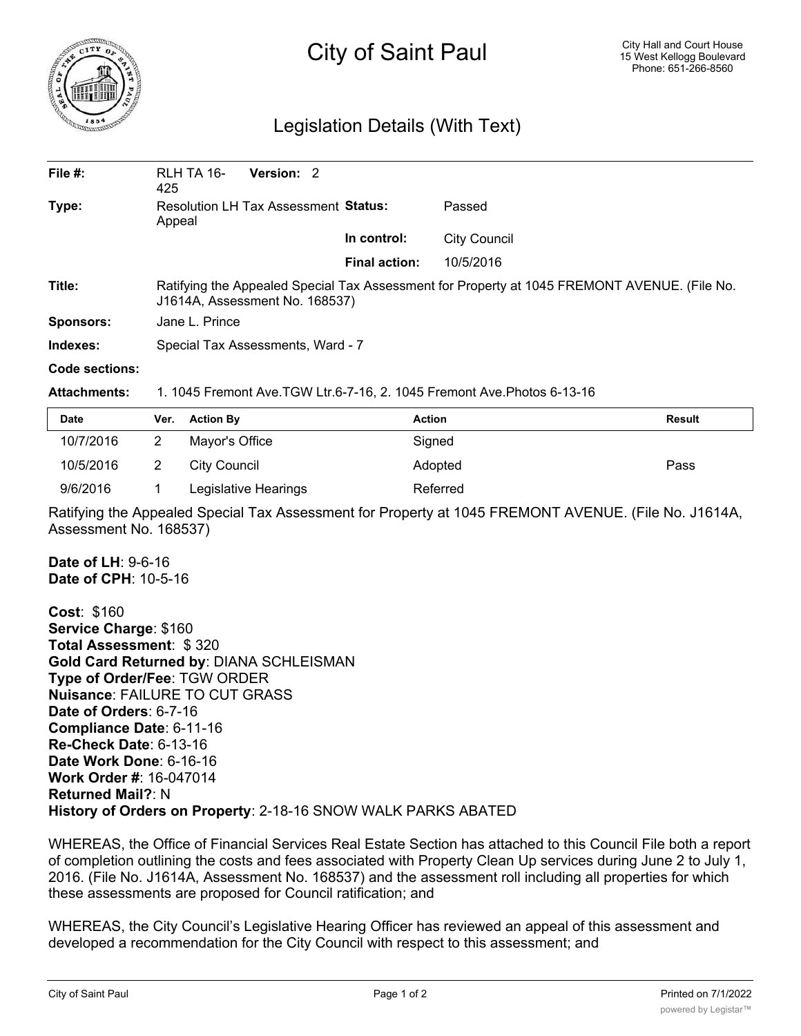# City of Saint Paul

City Hall and Court House
15 West Kellogg Boulevard
Phone: 651-266-8560

## Legislation Details (With Text)

| | | | |
|---|---|---|---|
| **File #:** | RLH TA 16-425 **Version:** 2 | | |
| **Type:** | Resolution LH Tax Assessment Appeal | **Status:** | Passed |
| | | **In control:** | City Council |
| | | **Final action:** | 10/5/2016 |
| **Title:** | Ratifying the Appealed Special Tax Assessment for Property at 1045 FREMONT AVENUE. (File No. J1614A, Assessment No. 168537) | | |
| **Sponsors:** | Jane L. Prince | | |
| **Indexes:** | Special Tax Assessments, Ward - 7 | | |
| **Code sections:** | | | |
| **Attachments:** | 1. 1045 Fremont Ave.TGW Ltr.6-7-16, 2. 1045 Fremont Ave.Photos 6-13-16 | | |

| Date | Ver. | Action By | Action | Result |
|---|---|---|---|---|
| 10/7/2016 | 2 | Mayor's Office | Signed | |
| 10/5/2016 | 2 | City Council | Adopted | Pass |
| 9/6/2016 | 1 | Legislative Hearings | Referred | |

Ratifying the Appealed Special Tax Assessment for Property at 1045 FREMONT AVENUE. (File No. J1614A, Assessment No. 168537)

**Date of LH**: 9-6-16
**Date of CPH**: 10-5-16

**Cost**: $160
**Service Charge**: $160
**Total Assessment**: $ 320
**Gold Card Returned by**: DIANA SCHLEISMAN
**Type of Order/Fee**: TGW ORDER
**Nuisance**: FAILURE TO CUT GRASS
**Date of Orders**: 6-7-16
**Compliance Date**: 6-11-16
**Re-Check Date**: 6-13-16
**Date Work Done**: 6-16-16
**Work Order #**: 16-047014
**Returned Mail?**: N
**History of Orders on Property**: 2-18-16 SNOW WALK PARKS ABATED

WHEREAS, the Office of Financial Services Real Estate Section has attached to this Council File both a report of completion outlining the costs and fees associated with Property Clean Up services during June 2 to July 1, 2016. (File No. J1614A, Assessment No. 168537) and the assessment roll including all properties for which these assessments are proposed for Council ratification; and

WHEREAS, the City Council's Legislative Hearing Officer has reviewed an appeal of this assessment and developed a recommendation for the City Council with respect to this assessment; and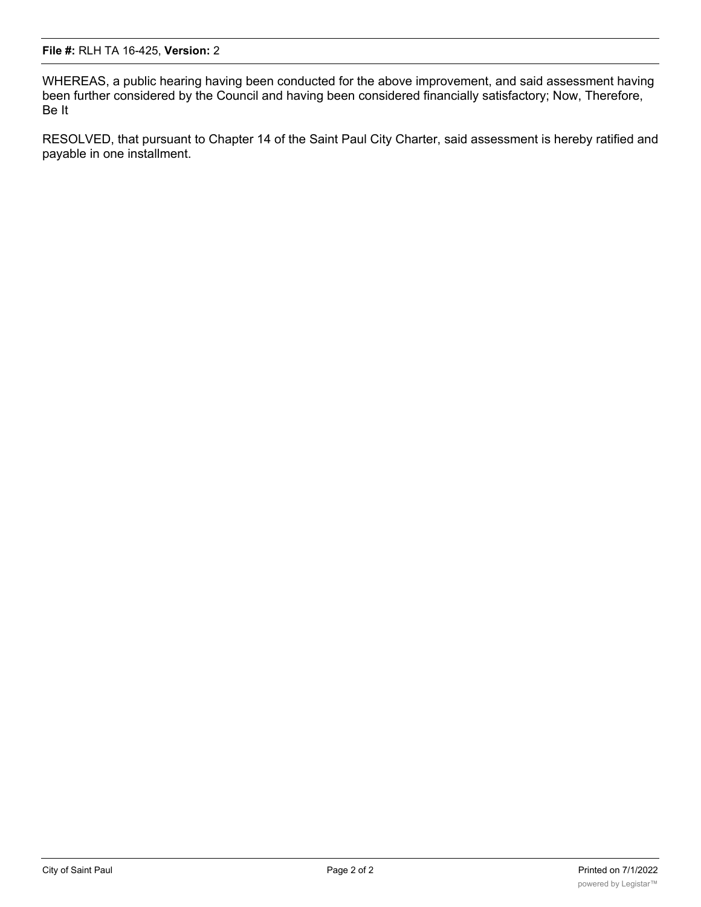WHEREAS, a public hearing having been conducted for the above improvement, and said assessment having been further considered by the Council and having been considered financially satisfactory; Now, Therefore, Be It

RESOLVED, that pursuant to Chapter 14 of the Saint Paul City Charter, said assessment is hereby ratified and payable in one installment.